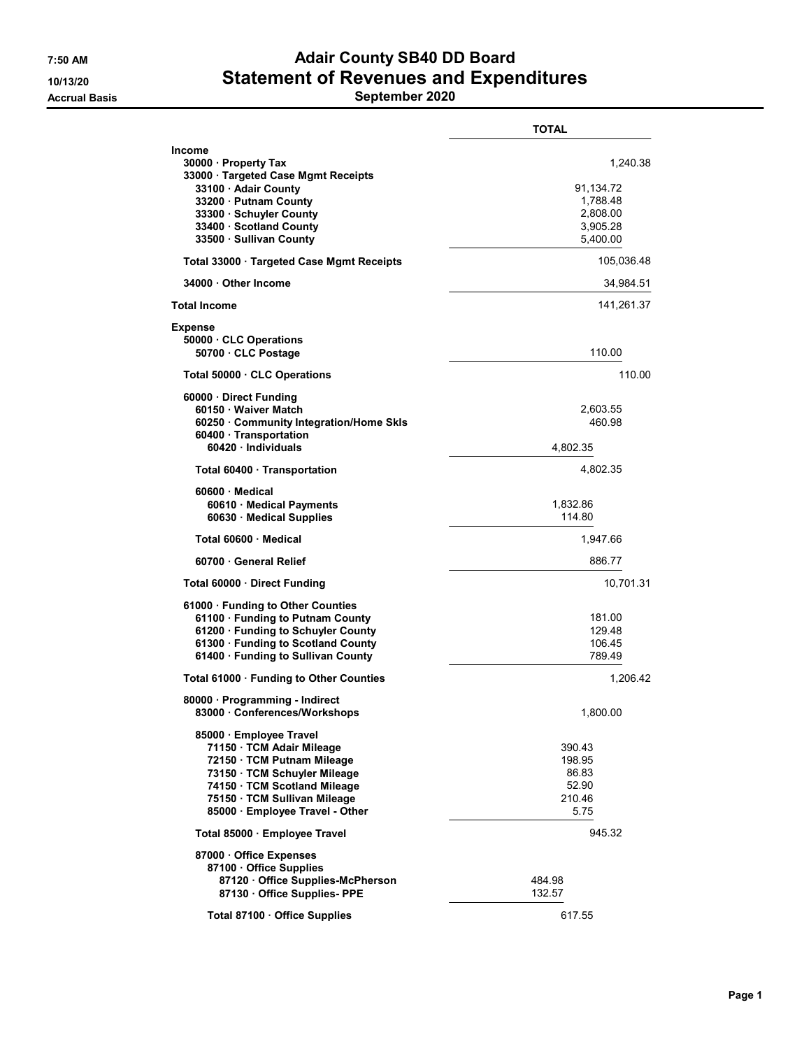# Adair County SB40 DD Board

## Statement of Revenues and Expenditures

**September 2020**

7:50 AM
10/13/20
Accrual Basis

| | TOTAL |
|---|---|
| **Income** | |
| **30000 · Property Tax** | 1,240.38 |
| **33000 · Targeted Case Mgmt Receipts** | |
| **33100 · Adair County** | 91,134.72 |
| **33200 · Putnam County** | 1,788.48 |
| **33300 · Schuyler County** | 2,808.00 |
| **33400 · Scotland County** | 3,905.28 |
| **33500 · Sullivan County** | 5,400.00 |
| **Total 33000 · Targeted Case Mgmt Receipts** | 105,036.48 |
| **34000 · Other Income** | 34,984.51 |
| **Total Income** | 141,261.37 |
| **Expense** | |
| **50000 · CLC Operations** | |
| **50700 · CLC Postage** | 110.00 |
| **Total 50000 · CLC Operations** | 110.00 |
| **60000 · Direct Funding** | |
| **60150 · Waiver Match** | 2,603.55 |
| **60250 · Community Integration/Home Skls** | 460.98 |
| **60400 · Transportation** | |
| **60420 · Individuals** | 4,802.35 |
| **Total 60400 · Transportation** | 4,802.35 |
| **60600 · Medical** | |
| **60610 · Medical Payments** | 1,832.86 |
| **60630 · Medical Supplies** | 114.80 |
| **Total 60600 · Medical** | 1,947.66 |
| **60700 · General Relief** | 886.77 |
| **Total 60000 · Direct Funding** | 10,701.31 |
| **61000 · Funding to Other Counties** | |
| **61100 · Funding to Putnam County** | 181.00 |
| **61200 · Funding to Schuyler County** | 129.48 |
| **61300 · Funding to Scotland County** | 106.45 |
| **61400 · Funding to Sullivan County** | 789.49 |
| **Total 61000 · Funding to Other Counties** | 1,206.42 |
| **80000 · Programming - Indirect** | |
| **83000 · Conferences/Workshops** | 1,800.00 |
| **85000 · Employee Travel** | |
| **71150 · TCM Adair Mileage** | 390.43 |
| **72150 · TCM Putnam Mileage** | 198.95 |
| **73150 · TCM Schuyler Mileage** | 86.83 |
| **74150 · TCM Scotland Mileage** | 52.90 |
| **75150 · TCM Sullivan Mileage** | 210.46 |
| **85000 · Employee Travel - Other** | 5.75 |
| **Total 85000 · Employee Travel** | 945.32 |
| **87000 · Office Expenses** | |
| **87100 · Office Supplies** | |
| **87120 · Office Supplies-McPherson** | 484.98 |
| **87130 · Office Supplies- PPE** | 132.57 |
| **Total 87100 · Office Supplies** | 617.55 |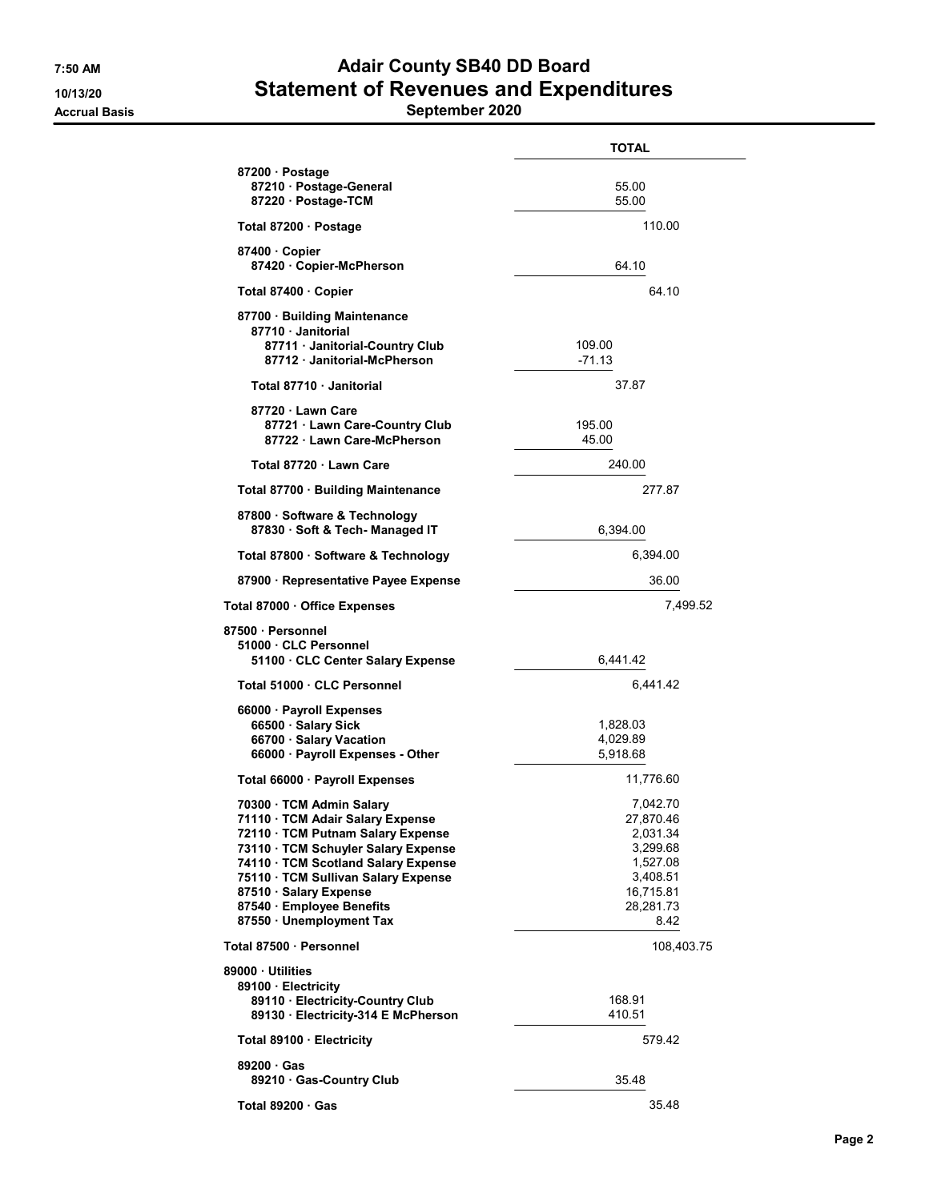# Adair County SB40 DD Board
## Statement of Revenues and Expenditures
### September 2020

7:50 AM
10/13/20
Accrual Basis

| | TOTAL |
|---|---|
| 87200 · Postage | |
| 87210 · Postage-General | 55.00 |
| 87220 · Postage-TCM | 55.00 |
| Total 87200 · Postage | 110.00 |
| 87400 · Copier | |
| 87420 · Copier-McPherson | 64.10 |
| Total 87400 · Copier | 64.10 |
| 87700 · Building Maintenance | |
| 87710 · Janitorial | |
| 87711 · Janitorial-Country Club | 109.00 |
| 87712 · Janitorial-McPherson | -71.13 |
| Total 87710 · Janitorial | 37.87 |
| 87720 · Lawn Care | |
| 87721 · Lawn Care-Country Club | 195.00 |
| 87722 · Lawn Care-McPherson | 45.00 |
| Total 87720 · Lawn Care | 240.00 |
| Total 87700 · Building Maintenance | 277.87 |
| 87800 · Software & Technology | |
| 87830 · Soft & Tech- Managed IT | 6,394.00 |
| Total 87800 · Software & Technology | 6,394.00 |
| 87900 · Representative Payee Expense | 36.00 |
| Total 87000 · Office Expenses | 7,499.52 |
| 87500 · Personnel | |
| 51000 · CLC Personnel | |
| 51100 · CLC Center Salary Expense | 6,441.42 |
| Total 51000 · CLC Personnel | 6,441.42 |
| 66000 · Payroll Expenses | |
| 66500 · Salary Sick | 1,828.03 |
| 66700 · Salary Vacation | 4,029.89 |
| 66000 · Payroll Expenses - Other | 5,918.68 |
| Total 66000 · Payroll Expenses | 11,776.60 |
| 70300 · TCM Admin Salary | 7,042.70 |
| 71110 · TCM Adair Salary Expense | 27,870.46 |
| 72110 · TCM Putnam Salary Expense | 2,031.34 |
| 73110 · TCM Schuyler Salary Expense | 3,299.68 |
| 74110 · TCM Scotland Salary Expense | 1,527.08 |
| 75110 · TCM Sullivan Salary Expense | 3,408.51 |
| 87510 · Salary Expense | 16,715.81 |
| 87540 · Employee Benefits | 28,281.73 |
| 87550 · Unemployment Tax | 8.42 |
| Total 87500 · Personnel | 108,403.75 |
| 89000 · Utilities | |
| 89100 · Electricity | |
| 89110 · Electricity-Country Club | 168.91 |
| 89130 · Electricity-314 E McPherson | 410.51 |
| Total 89100 · Electricity | 579.42 |
| 89200 · Gas | |
| 89210 · Gas-Country Club | 35.48 |
| Total 89200 · Gas | 35.48 |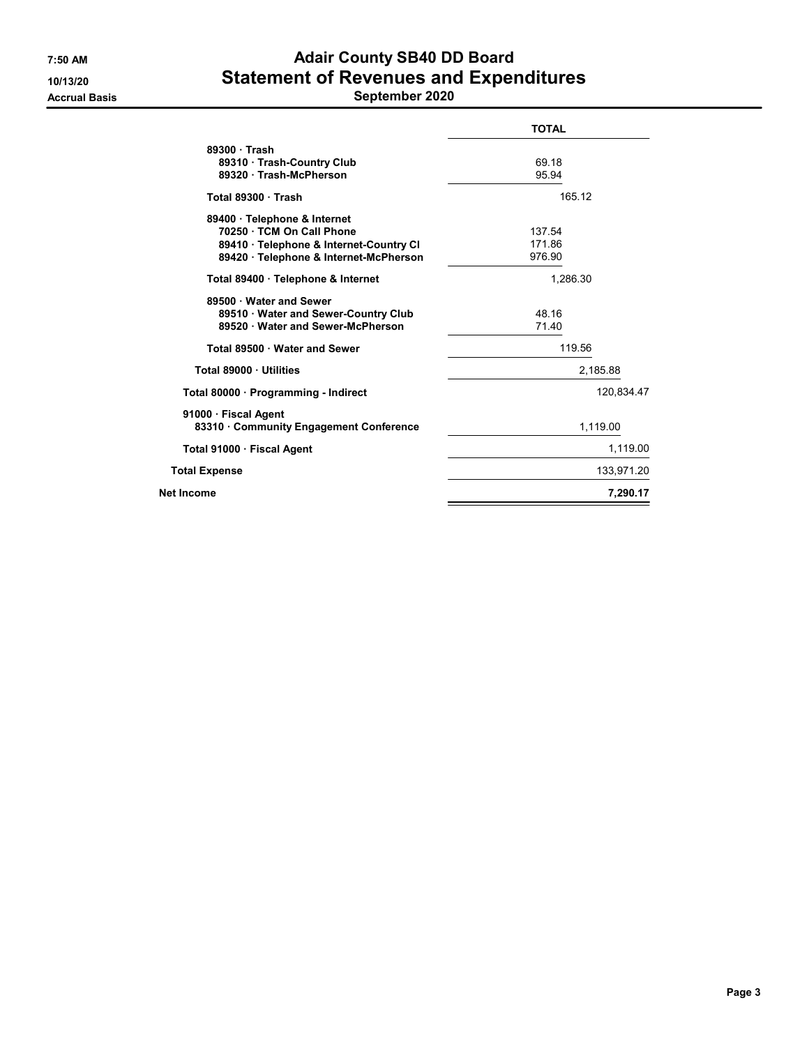# Adair County SB40 DD Board
## Statement of Revenues and Expenditures
### September 2020

7:50 AM
10/13/20
Accrual Basis

| | TOTAL |
|---|---|
| 89300 · Trash | |
| 89310 · Trash-Country Club | 69.18 |
| 89320 · Trash-McPherson | 95.94 |
| Total 89300 · Trash | 165.12 |
| 89400 · Telephone & Internet | |
| 70250 · TCM On Call Phone | 137.54 |
| 89410 · Telephone & Internet-Country Cl | 171.86 |
| 89420 · Telephone & Internet-McPherson | 976.90 |
| Total 89400 · Telephone & Internet | 1,286.30 |
| 89500 · Water and Sewer | |
| 89510 · Water and Sewer-Country Club | 48.16 |
| 89520 · Water and Sewer-McPherson | 71.40 |
| Total 89500 · Water and Sewer | 119.56 |
| Total 89000 · Utilities | 2,185.88 |
| Total 80000 · Programming - Indirect | 120,834.47 |
| 91000 · Fiscal Agent | |
| 83310 · Community Engagement Conference | 1,119.00 |
| Total 91000 · Fiscal Agent | 1,119.00 |
| Total Expense | 133,971.20 |
| **Net Income** | **7,290.17** |